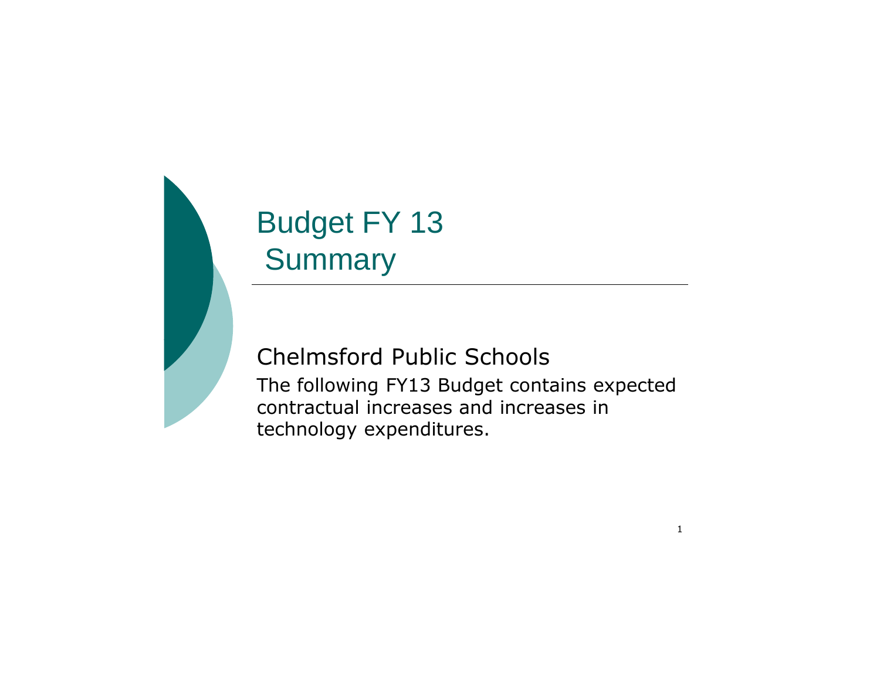# Budget FY 13
## Summary

Chelmsford Public Schools

The following FY13 Budget contains expected contractual increases and increases in technology expenditures.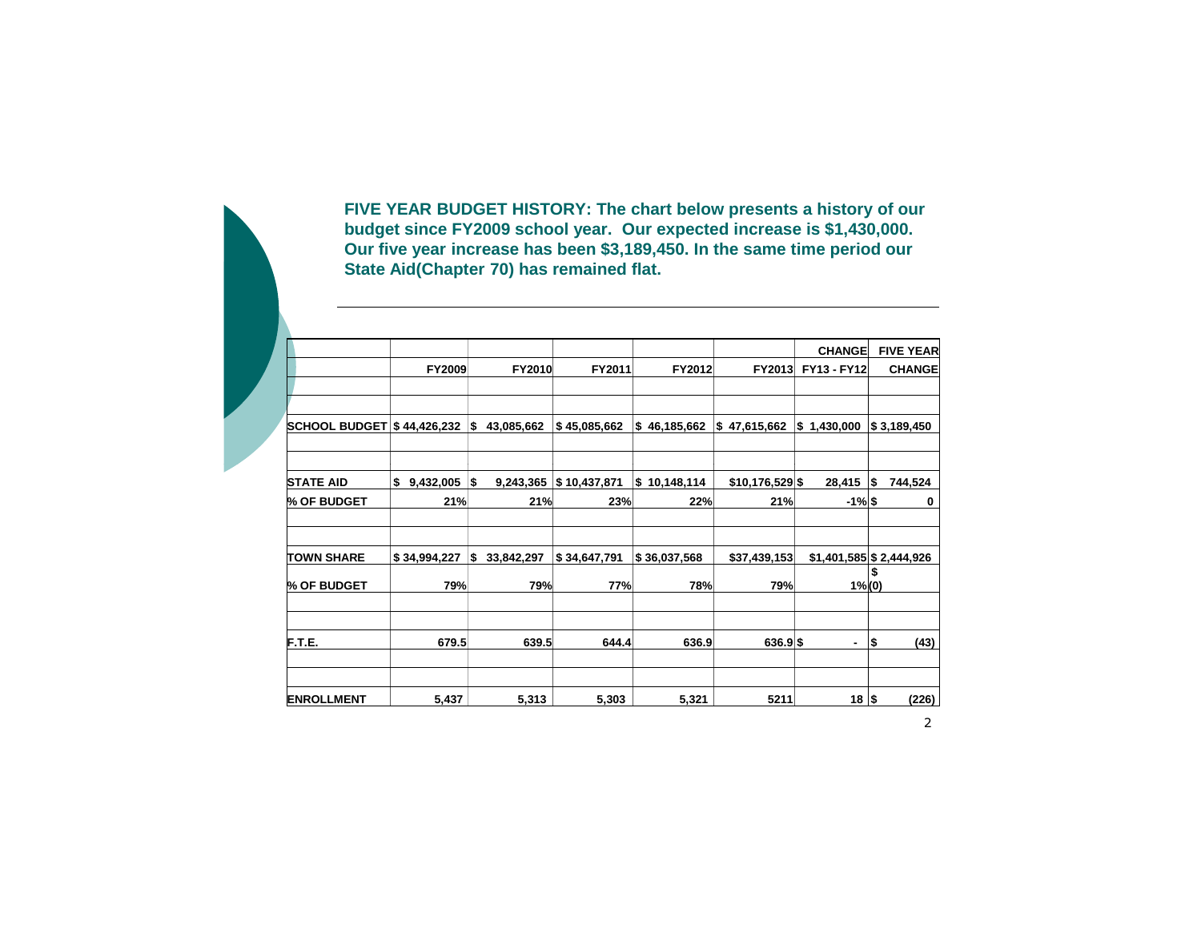**FIVE YEAR BUDGET HISTORY: The chart below presents a history of our budget since FY2009 school year. Our expected increase is $1,430,000. Our five year increase has been $3,189,450. In the same time period our State Aid(Chapter 70) has remained flat.**

| | FY2009 | FY2010 | FY2011 | FY2012 | FY2013 | CHANGE FY13 - FY12 | FIVE YEAR CHANGE |
|---|---|---|---|---|---|---|---|
| | | | | | | | |
| | | | | | | | |
| **SCHOOL BUDGET** | $ 44,426,232 | $ 43,085,662 | $ 45,085,662 | $ 46,185,662 | $ 47,615,662 | $ 1,430,000 | $ 3,189,450 |
| | | | | | | | |
| | | | | | | | |
| **STATE AID** | $ 9,432,005 | $ 9,243,365 | $ 10,437,871 | $ 10,148,114 | $10,176,529 | $ 28,415 | $ 744,524 |
| **% OF BUDGET** | 21% | 21% | 23% | 22% | 21% | -1% | $ 0 |
| | | | | | | | |
| | | | | | | | |
| **TOWN SHARE** | $ 34,994,227 | $ 33,842,297 | $ 34,647,791 | $ 36,037,568 | $37,439,153 | $1,401,585 | $ 2,444,926 |
| **% OF BUDGET** | 79% | 79% | 77% | 78% | 79% | 1% | $ (0) |
| | | | | | | | |
| | | | | | | | |
| **F.T.E.** | 679.5 | 639.5 | 644.4 | 636.9 | 636.9 | $ - | $ (43) |
| | | | | | | | |
| | | | | | | | |
| **ENROLLMENT** | 5,437 | 5,313 | 5,303 | 5,321 | 5211 | 18 | $ (226) |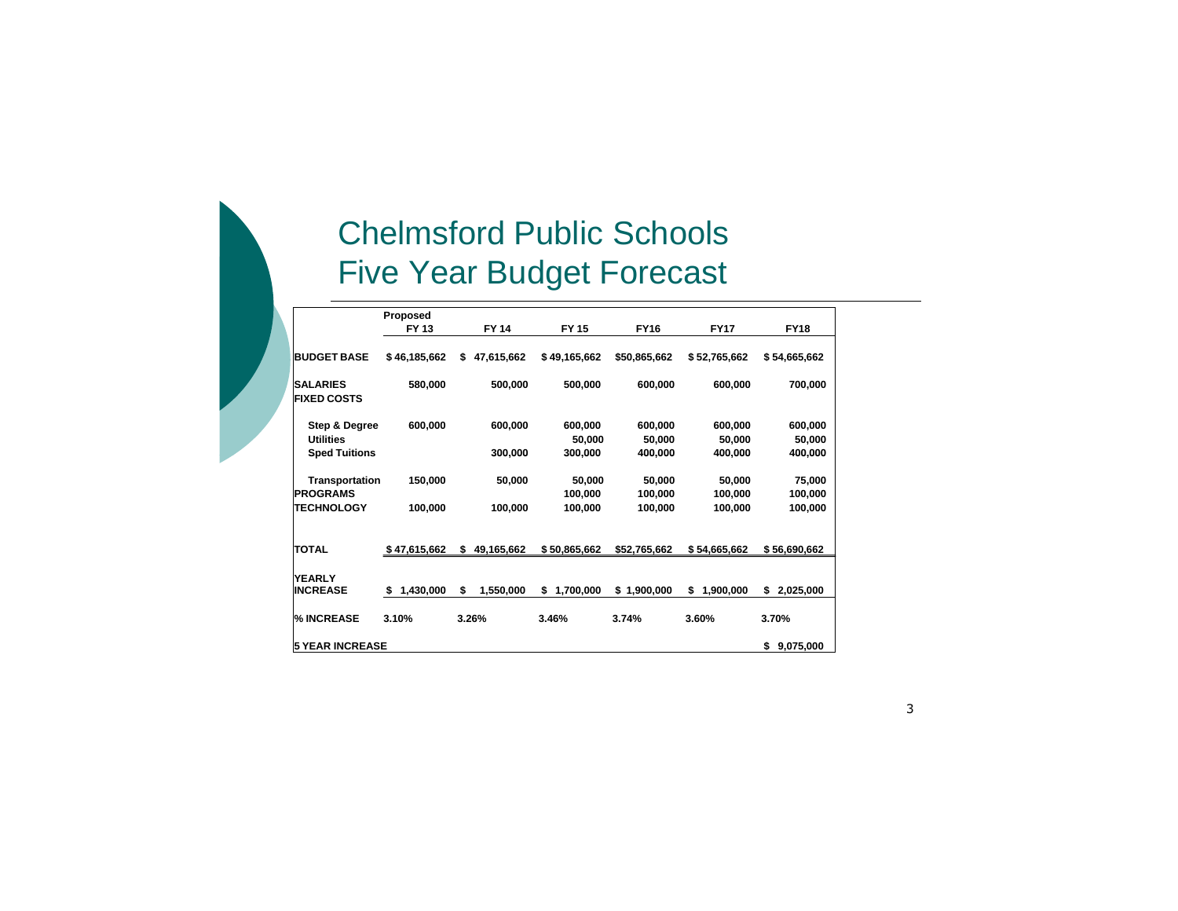# Chelmsford Public Schools
# Five Year Budget Forecast

| | Proposed FY 13 | FY 14 | FY 15 | FY16 | FY17 | FY18 |
|---|---|---|---|---|---|---|
| **BUDGET BASE** | $ 46,185,662 | $ 47,615,662 | $ 49,165,662 | $50,865,662 | $ 52,765,662 | $ 54,665,662 |
| **SALARIES** | 580,000 | 500,000 | 500,000 | 600,000 | 600,000 | 700,000 |
| **FIXED COSTS** | | | | | | |
| Step & Degree | 600,000 | 600,000 | 600,000 | 600,000 | 600,000 | 600,000 |
| Utilities | | | 50,000 | 50,000 | 50,000 | 50,000 |
| Sped Tuitions | | 300,000 | 300,000 | 400,000 | 400,000 | 400,000 |
| Transportation | 150,000 | 50,000 | 50,000 | 50,000 | 50,000 | 75,000 |
| **PROGRAMS** | | | 100,000 | 100,000 | 100,000 | 100,000 |
| **TECHNOLOGY** | 100,000 | 100,000 | 100,000 | 100,000 | 100,000 | 100,000 |
| **TOTAL** | $ 47,615,662 | $ 49,165,662 | $ 50,865,662 | $52,765,662 | $ 54,665,662 | $ 56,690,662 |
| **YEARLY INCREASE** | $ 1,430,000 | $ 1,550,000 | $ 1,700,000 | $ 1,900,000 | $ 1,900,000 | $ 2,025,000 |
| **% INCREASE** | 3.10% | 3.26% | 3.46% | 3.74% | 3.60% | 3.70% |
| **5 YEAR INCREASE** | | | | | | $ 9,075,000 |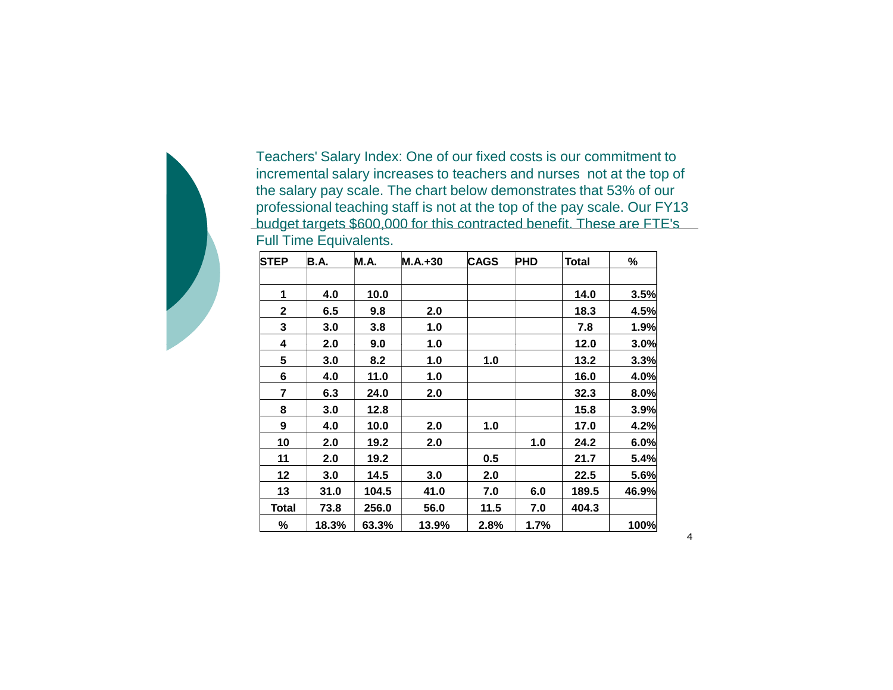Teachers' Salary Index: One of our fixed costs is our commitment to incremental salary increases to teachers and nurses not at the top of the salary pay scale. The chart below demonstrates that 53% of our professional teaching staff is not at the top of the pay scale. Our FY13 budget targets $600,000 for this contracted benefit. These are FTE's Full Time Equivalents.

| STEP | B.A. | M.A. | M.A.+30 | CAGS | PHD | Total | % |
|---|---|---|---|---|---|---|---|
| | | | | | | | |
| 1 | 4.0 | 10.0 | | | | 14.0 | 3.5% |
| 2 | 6.5 | 9.8 | 2.0 | | | 18.3 | 4.5% |
| 3 | 3.0 | 3.8 | 1.0 | | | 7.8 | 1.9% |
| 4 | 2.0 | 9.0 | 1.0 | | | 12.0 | 3.0% |
| 5 | 3.0 | 8.2 | 1.0 | 1.0 | | 13.2 | 3.3% |
| 6 | 4.0 | 11.0 | 1.0 | | | 16.0 | 4.0% |
| 7 | 6.3 | 24.0 | 2.0 | | | 32.3 | 8.0% |
| 8 | 3.0 | 12.8 | | | | 15.8 | 3.9% |
| 9 | 4.0 | 10.0 | 2.0 | 1.0 | | 17.0 | 4.2% |
| 10 | 2.0 | 19.2 | 2.0 | | 1.0 | 24.2 | 6.0% |
| 11 | 2.0 | 19.2 | | 0.5 | | 21.7 | 5.4% |
| 12 | 3.0 | 14.5 | 3.0 | 2.0 | | 22.5 | 5.6% |
| 13 | 31.0 | 104.5 | 41.0 | 7.0 | 6.0 | 189.5 | 46.9% |
| Total | 73.8 | 256.0 | 56.0 | 11.5 | 7.0 | 404.3 | |
| % | 18.3% | 63.3% | 13.9% | 2.8% | 1.7% | | 100% |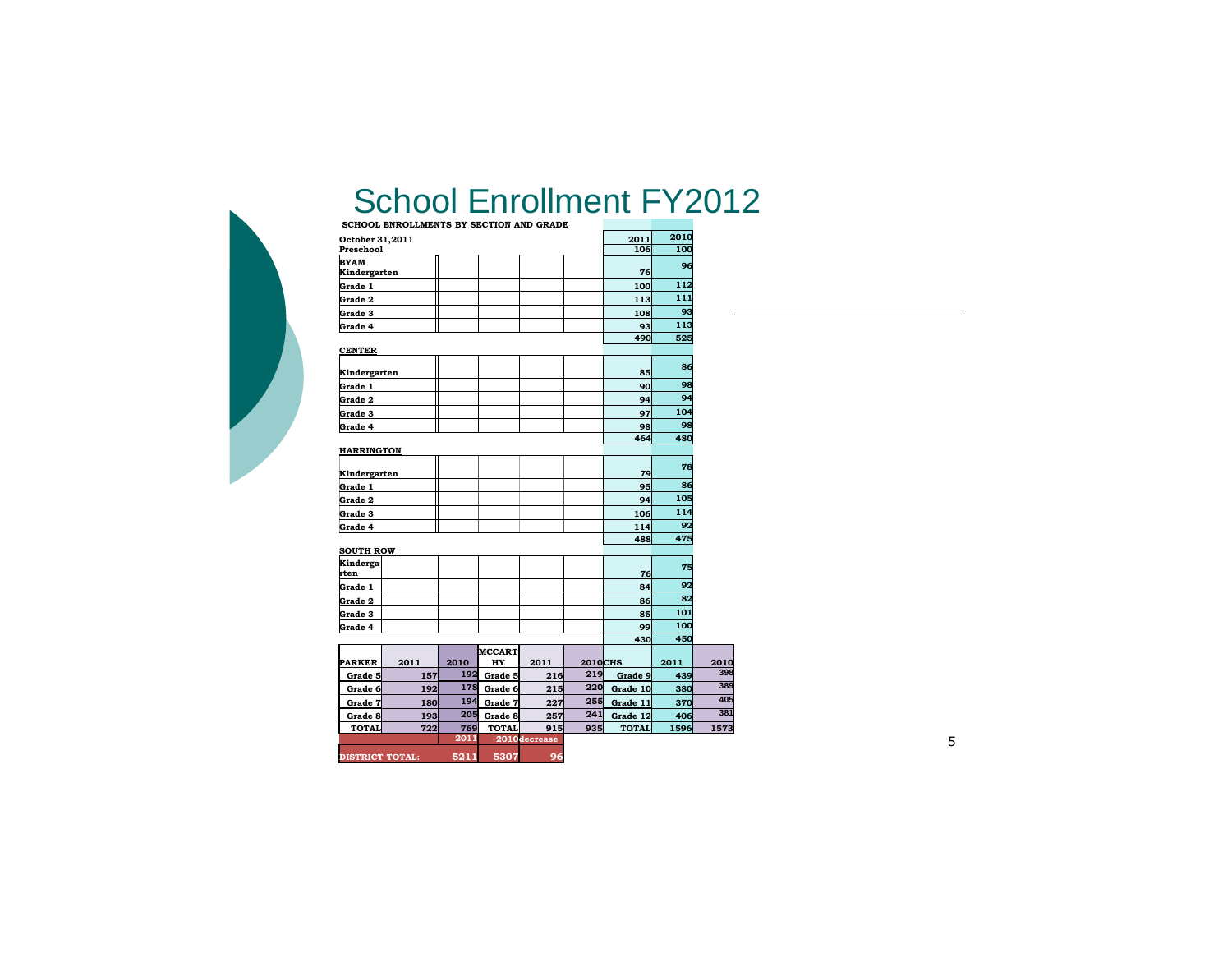# School Enrollment FY2012

**SCHOOL ENROLLMENTS BY SECTION AND GRADE**

| October 31,2011 | 2011 | 2010 |
|---|---|---|
| Preschool | 106 | 100 |
| **BYAM** | | |
| Kindergarten | 76 | 96 |
| Grade 1 | 100 | 112 |
| Grade 2 | 113 | 111 |
| Grade 3 | 108 | 93 |
| Grade 4 | 93 | 113 |
| | 490 | 525 |
| **CENTER** | | |
| Kindergarten | 85 | 86 |
| Grade 1 | 90 | 98 |
| Grade 2 | 94 | 94 |
| Grade 3 | 97 | 104 |
| Grade 4 | 98 | 98 |
| | 464 | 480 |
| **HARRINGTON** | | |
| Kindergarten | 79 | 78 |
| Grade 1 | 95 | 86 |
| Grade 2 | 94 | 105 |
| Grade 3 | 106 | 114 |
| Grade 4 | 114 | 92 |
| | 488 | 475 |
| **SOUTH ROW** | | |
| Kindergarten | 76 | 75 |
| Grade 1 | 84 | 92 |
| Grade 2 | 86 | 82 |
| Grade 3 | 85 | 101 |
| Grade 4 | 99 | 100 |
| | 430 | 450 |

| PARKER | 2011 | 2010 | MCCARTHY | 2011 | 2010 | CHS | 2011 | 2010 |
|---|---|---|---|---|---|---|---|---|
| Grade 5 | 157 | 192 | Grade 5 | 216 | 219 | Grade 9 | 439 | 398 |
| Grade 6 | 192 | 178 | Grade 6 | 215 | 220 | Grade 10 | 380 | 389 |
| Grade 7 | 180 | 194 | Grade 7 | 227 | 255 | Grade 11 | 370 | 405 |
| Grade 8 | 193 | 205 | Grade 8 | 257 | 241 | Grade 12 | 406 | 381 |
| TOTAL | 722 | 769 | TOTAL | 915 | 935 | TOTAL | 1596 | 1573 |

| | 2011 | 2010 | decrease |
|---|---|---|---|
| DISTRICT TOTAL: | 5211 | 5307 | 96 |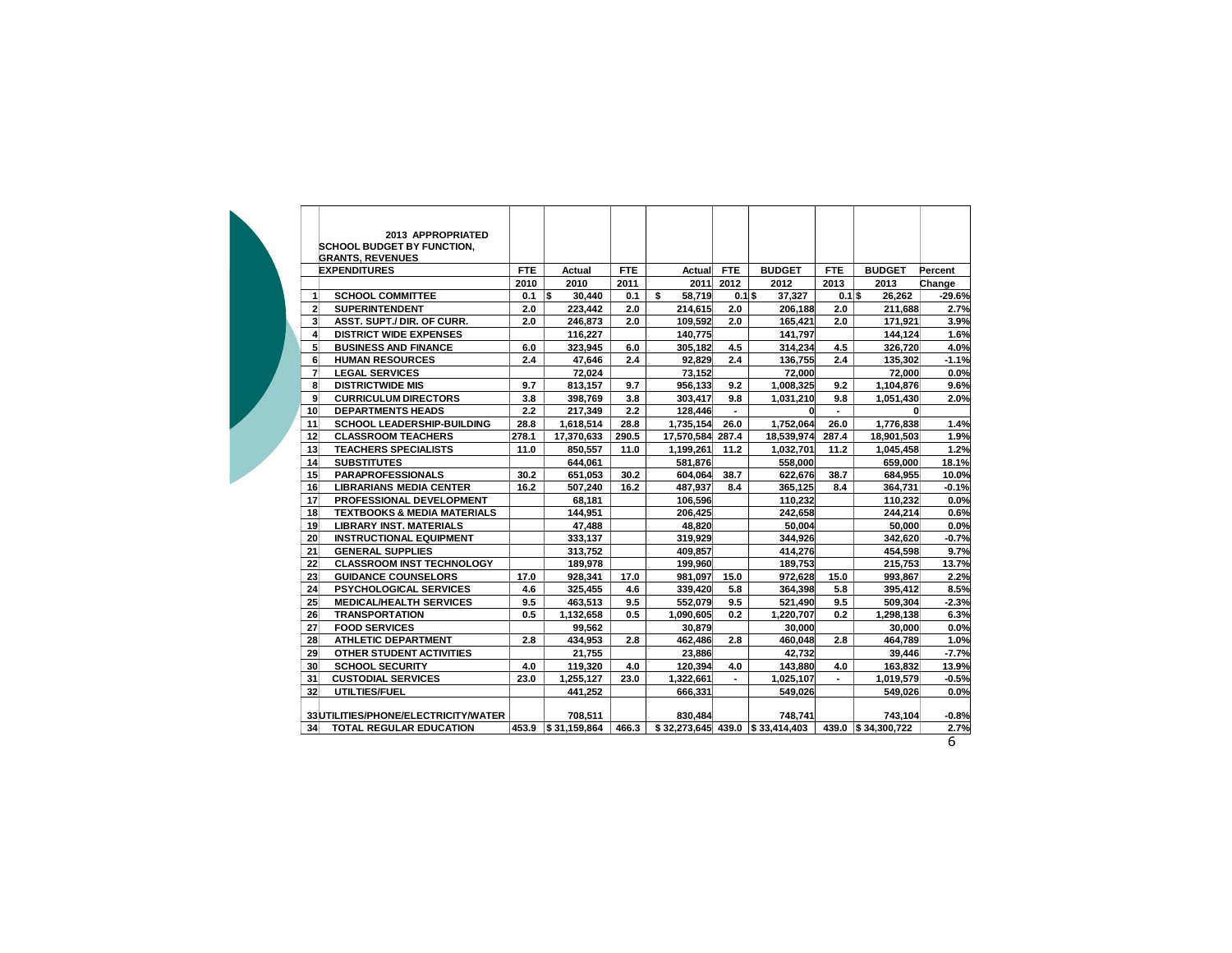| | 2013 APPROPRIATED SCHOOL BUDGET BY FUNCTION, GRANTS, REVENUES | | | | | | | | | |
|---|---|---|---|---|---|---|---|---|---|---|
| | EXPENDITURES | FTE | Actual | FTE | Actual | FTE | BUDGET | FTE | BUDGET | Percent |
| | | 2010 | 2010 | 2011 | 2011 | 2012 | 2012 | 2013 | 2013 | Change |
| 1 | SCHOOL COMMITTEE | 0.1 | $ 30,440 | 0.1 | $ 58,719 | 0.1 | $ 37,327 | 0.1 | $ 26,262 | -29.6% |
| 2 | SUPERINTENDENT | 2.0 | 223,442 | 2.0 | 214,615 | 2.0 | 206,188 | 2.0 | 211,688 | 2.7% |
| 3 | ASST. SUPT./ DIR. OF CURR. | 2.0 | 246,873 | 2.0 | 109,592 | 2.0 | 165,421 | 2.0 | 171,921 | 3.9% |
| 4 | DISTRICT WIDE EXPENSES | | 116,227 | | 140,775 | | 141,797 | | 144,124 | 1.6% |
| 5 | BUSINESS AND FINANCE | 6.0 | 323,945 | 6.0 | 305,182 | 4.5 | 314,234 | 4.5 | 326,720 | 4.0% |
| 6 | HUMAN RESOURCES | 2.4 | 47,646 | 2.4 | 92,829 | 2.4 | 136,755 | 2.4 | 135,302 | -1.1% |
| 7 | LEGAL SERVICES | | 72,024 | | 73,152 | | 72,000 | | 72,000 | 0.0% |
| 8 | DISTRICTWIDE MIS | 9.7 | 813,157 | 9.7 | 956,133 | 9.2 | 1,008,325 | 9.2 | 1,104,876 | 9.6% |
| 9 | CURRICULUM DIRECTORS | 3.8 | 398,769 | 3.8 | 303,417 | 9.8 | 1,031,210 | 9.8 | 1,051,430 | 2.0% |
| 10 | DEPARTMENTS HEADS | 2.2 | 217,349 | 2.2 | 128,446 | - | 0 | - | 0 | |
| 11 | SCHOOL LEADERSHIP-BUILDING | 28.8 | 1,618,514 | 28.8 | 1,735,154 | 26.0 | 1,752,064 | 26.0 | 1,776,838 | 1.4% |
| 12 | CLASSROOM TEACHERS | 278.1 | 17,370,633 | 290.5 | 17,570,584 | 287.4 | 18,539,974 | 287.4 | 18,901,503 | 1.9% |
| 13 | TEACHERS SPECIALISTS | 11.0 | 850,557 | 11.0 | 1,199,261 | 11.2 | 1,032,701 | 11.2 | 1,045,458 | 1.2% |
| 14 | SUBSTITUTES | | 644,061 | | 581,876 | | 558,000 | | 659,000 | 18.1% |
| 15 | PARAPROFESSIONALS | 30.2 | 651,053 | 30.2 | 604,064 | 38.7 | 622,676 | 38.7 | 684,955 | 10.0% |
| 16 | LIBRARIANS MEDIA CENTER | 16.2 | 507,240 | 16.2 | 487,937 | 8.4 | 365,125 | 8.4 | 364,731 | -0.1% |
| 17 | PROFESSIONAL DEVELOPMENT | | 68,181 | | 106,596 | | 110,232 | | 110,232 | 0.0% |
| 18 | TEXTBOOKS & MEDIA MATERIALS | | 144,951 | | 206,425 | | 242,658 | | 244,214 | 0.6% |
| 19 | LIBRARY INST. MATERIALS | | 47,488 | | 48,820 | | 50,004 | | 50,000 | 0.0% |
| 20 | INSTRUCTIONAL EQUIPMENT | | 333,137 | | 319,929 | | 344,926 | | 342,620 | -0.7% |
| 21 | GENERAL SUPPLIES | | 313,752 | | 409,857 | | 414,276 | | 454,598 | 9.7% |
| 22 | CLASSROOM INST TECHNOLOGY | | 189,978 | | 199,960 | | 189,753 | | 215,753 | 13.7% |
| 23 | GUIDANCE COUNSELORS | 17.0 | 928,341 | 17.0 | 981,097 | 15.0 | 972,628 | 15.0 | 993,867 | 2.2% |
| 24 | PSYCHOLOGICAL SERVICES | 4.6 | 325,455 | 4.6 | 339,420 | 5.8 | 364,398 | 5.8 | 395,412 | 8.5% |
| 25 | MEDICAL/HEALTH SERVICES | 9.5 | 463,513 | 9.5 | 552,079 | 9.5 | 521,490 | 9.5 | 509,304 | -2.3% |
| 26 | TRANSPORTATION | 0.5 | 1,132,658 | 0.5 | 1,090,605 | 0.2 | 1,220,707 | 0.2 | 1,298,138 | 6.3% |
| 27 | FOOD SERVICES | | 99,562 | | 30,879 | | 30,000 | | 30,000 | 0.0% |
| 28 | ATHLETIC DEPARTMENT | 2.8 | 434,953 | 2.8 | 462,486 | 2.8 | 460,048 | 2.8 | 464,789 | 1.0% |
| 29 | OTHER STUDENT ACTIVITIES | | 21,755 | | 23,886 | | 42,732 | | 39,446 | -7.7% |
| 30 | SCHOOL SECURITY | 4.0 | 119,320 | 4.0 | 120,394 | 4.0 | 143,880 | 4.0 | 163,832 | 13.9% |
| 31 | CUSTODIAL SERVICES | 23.0 | 1,255,127 | 23.0 | 1,322,661 | - | 1,025,107 | - | 1,019,579 | -0.5% |
| 32 | UTILITIES/FUEL | | 441,252 | | 666,331 | | 549,026 | | 549,026 | 0.0% |
| 33 | UTILITIES/PHONE/ELECTRICITY/WATER | | 708,511 | | 830,484 | | 748,741 | | 743,104 | -0.8% |
| 34 | TOTAL REGULAR EDUCATION | 453.9 | $ 31,159,864 | 466.3 | $ 32,273,645 | 439.0 | $ 33,414,403 | 439.0 | $ 34,300,722 | 2.7% |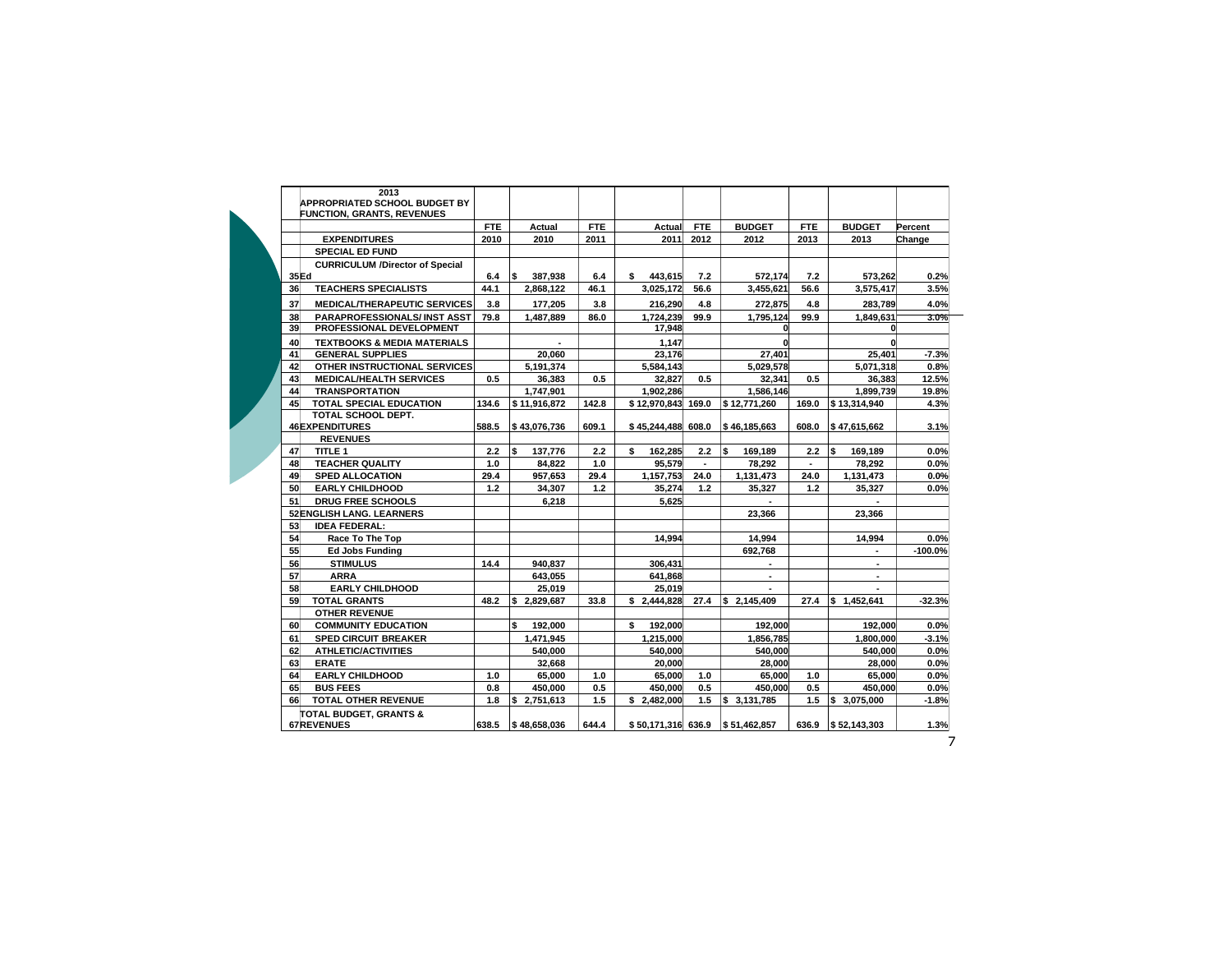| | 2013 APPROPRIATED SCHOOL BUDGET BY FUNCTION, GRANTS, REVENUES | | | | | | | | | |
|---|---|---|---|---|---|---|---|---|---|---|
| | | FTE | Actual | FTE | Actual | FTE | BUDGET | FTE | BUDGET | Percent |
| | EXPENDITURES | 2010 | 2010 | 2011 | 2011 | 2012 | 2012 | 2013 | 2013 | Change |
| | SPECIAL ED FUND | | | | | | | | | |
| 35 | CURRICULUM /Director of Special Ed | 6.4 | $ 387,938 | 6.4 | $ 443,615 | 7.2 | 572,174 | 7.2 | 573,262 | 0.2% |
| 36 | TEACHERS SPECIALISTS | 44.1 | 2,868,122 | 46.1 | 3,025,172 | 56.6 | 3,455,621 | 56.6 | 3,575,417 | 3.5% |
| 37 | MEDICAL/THERAPEUTIC SERVICES | 3.8 | 177,205 | 3.8 | 216,290 | 4.8 | 272,875 | 4.8 | 283,789 | 4.0% |
| 38 | PARAPROFESSIONALS/ INST ASST | 79.8 | 1,487,889 | 86.0 | 1,724,239 | 99.9 | 1,795,124 | 99.9 | 1,849,631 | 3.0% |
| 39 | PROFESSIONAL DEVELOPMENT | | | | 17,948 | | 0 | | 0 | |
| 40 | TEXTBOOKS & MEDIA MATERIALS | | - | | 1,147 | | 0 | | 0 | |
| 41 | GENERAL SUPPLIES | | 20,060 | | 23,176 | | 27,401 | | 25,401 | -7.3% |
| 42 | OTHER INSTRUCTIONAL SERVICES | | 5,191,374 | | 5,584,143 | | 5,029,578 | | 5,071,318 | 0.8% |
| 43 | MEDICAL/HEALTH SERVICES | 0.5 | 36,383 | 0.5 | 32,827 | 0.5 | 32,341 | 0.5 | 36,383 | 12.5% |
| 44 | TRANSPORTATION | | 1,747,901 | | 1,902,286 | | 1,586,146 | | 1,899,739 | 19.8% |
| 45 | TOTAL SPECIAL EDUCATION | 134.6 | $ 11,916,872 | 142.8 | $ 12,970,843 | 169.0 | $ 12,771,260 | 169.0 | $ 13,314,940 | 4.3% |
| 46 | TOTAL SCHOOL DEPT. EXPENDITURES | 588.5 | $ 43,076,736 | 609.1 | $ 45,244,488 | 608.0 | $ 46,185,663 | 608.0 | $ 47,615,662 | 3.1% |
| | REVENUES | | | | | | | | | |
| 47 | TITLE 1 | 2.2 | $ 137,776 | 2.2 | $ 162,285 | 2.2 | $ 169,189 | 2.2 | $ 169,189 | 0.0% |
| 48 | TEACHER QUALITY | 1.0 | 84,822 | 1.0 | 95,579 | - | 78,292 | - | 78,292 | 0.0% |
| 49 | SPED ALLOCATION | 29.4 | 957,653 | 29.4 | 1,157,753 | 24.0 | 1,131,473 | 24.0 | 1,131,473 | 0.0% |
| 50 | EARLY CHILDHOOD | 1.2 | 34,307 | 1.2 | 35,274 | 1.2 | 35,327 | 1.2 | 35,327 | 0.0% |
| 51 | DRUG FREE SCHOOLS | | 6,218 | | 5,625 | | - | | - | |
| 52 | ENGLISH LANG. LEARNERS | | | | | | 23,366 | | 23,366 | |
| 53 | IDEA FEDERAL: | | | | | | | | | |
| 54 | Race To The Top | | | | 14,994 | | 14,994 | | 14,994 | 0.0% |
| 55 | Ed Jobs Funding | | | | | | 692,768 | | - | -100.0% |
| 56 | STIMULUS | 14.4 | 940,837 | | 306,431 | | - | | - | |
| 57 | ARRA | | 643,055 | | 641,868 | | - | | - | |
| 58 | EARLY CHILDHOOD | | 25,019 | | 25,019 | | - | | - | |
| 59 | TOTAL GRANTS | 48.2 | $ 2,829,687 | 33.8 | $ 2,444,828 | 27.4 | $ 2,145,409 | 27.4 | $ 1,452,641 | -32.3% |
| | OTHER REVENUE | | | | | | | | | |
| 60 | COMMUNITY EDUCATION | | $ 192,000 | | $ 192,000 | | 192,000 | | 192,000 | 0.0% |
| 61 | SPED CIRCUIT BREAKER | | 1,471,945 | | 1,215,000 | | 1,856,785 | | 1,800,000 | -3.1% |
| 62 | ATHLETIC/ACTIVITIES | | 540,000 | | 540,000 | | 540,000 | | 540,000 | 0.0% |
| 63 | ERATE | | 32,668 | | 20,000 | | 28,000 | | 28,000 | 0.0% |
| 64 | EARLY CHILDHOOD | 1.0 | 65,000 | 1.0 | 65,000 | 1.0 | 65,000 | 1.0 | 65,000 | 0.0% |
| 65 | BUS FEES | 0.8 | 450,000 | 0.5 | 450,000 | 0.5 | 450,000 | 0.5 | 450,000 | 0.0% |
| 66 | TOTAL OTHER REVENUE | 1.8 | $ 2,751,613 | 1.5 | $ 2,482,000 | 1.5 | $ 3,131,785 | 1.5 | $ 3,075,000 | -1.8% |
| 67 | TOTAL BUDGET, GRANTS & REVENUES | 638.5 | $ 48,658,036 | 644.4 | $ 50,171,316 | 636.9 | $ 51,462,857 | 636.9 | $ 52,143,303 | 1.3% |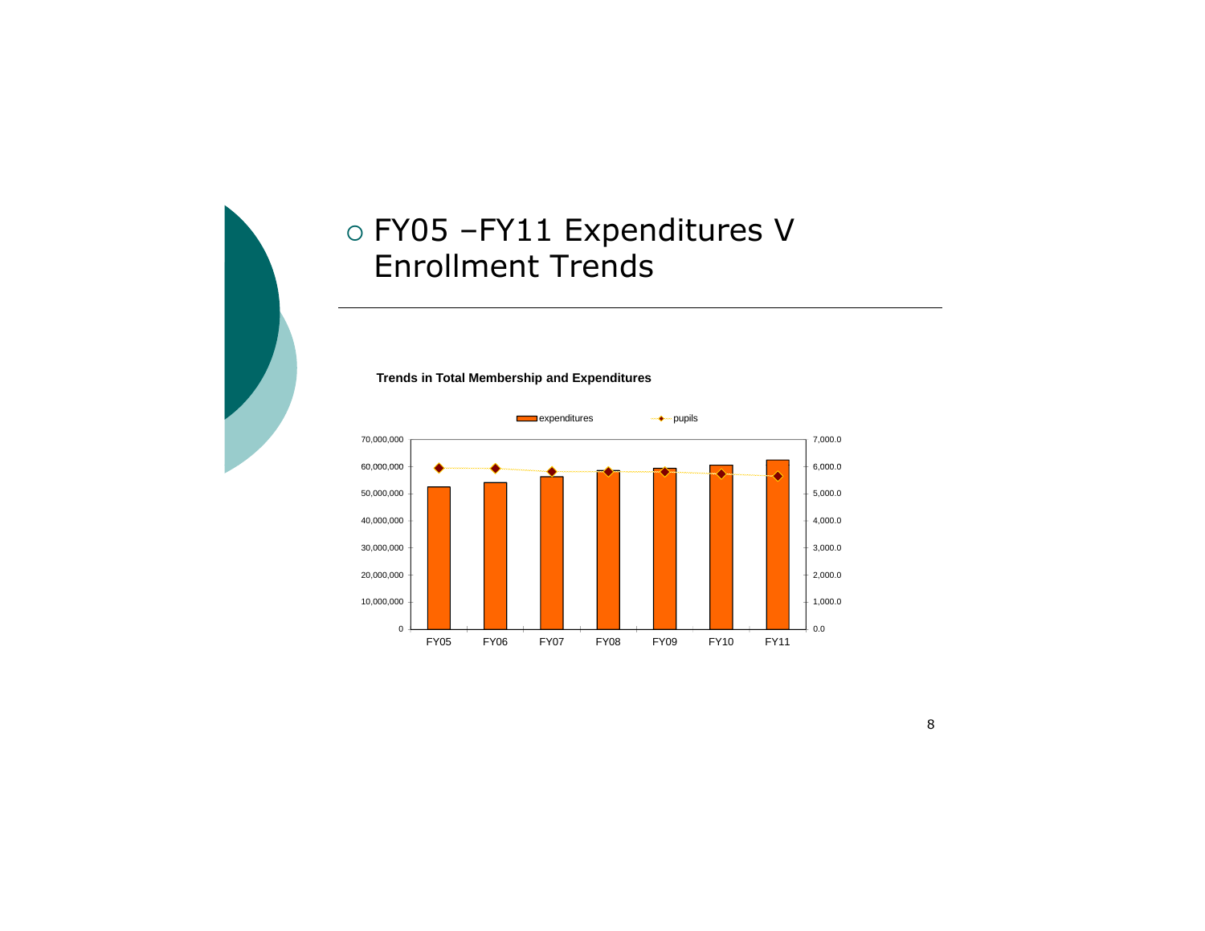# FY05 –FY11 Expenditures V Enrollment Trends

**Trends in Total Membership and Expenditures**

expenditures | pupils

| | FY05 | FY06 | FY07 | FY08 | FY09 | FY10 | FY11 |
|---|---|---|---|---|---|---|---|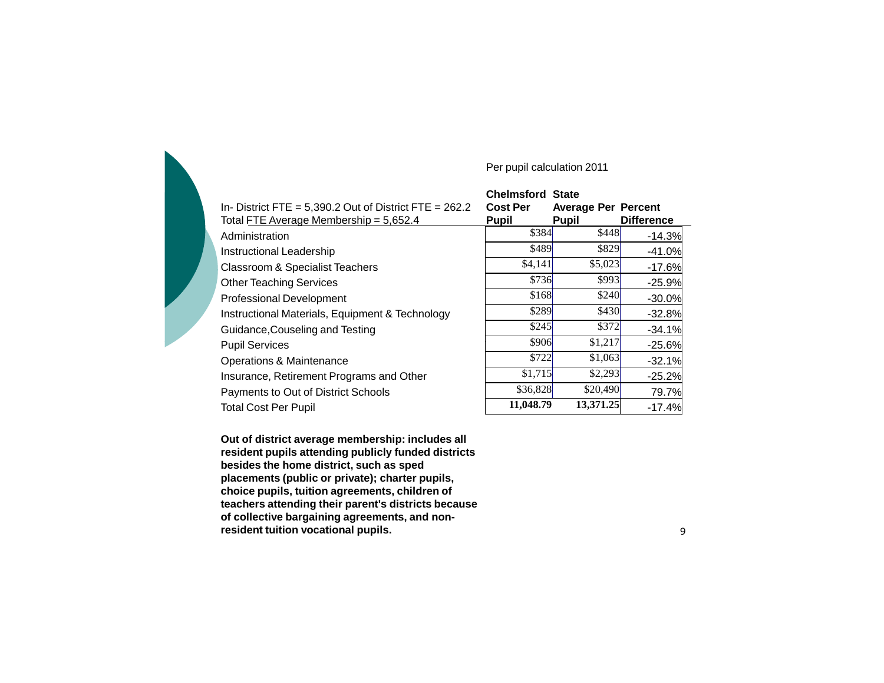Per pupil calculation 2011

| In- District FTE = 5,390.2 Out of District FTE = 262.2<br>Total FTE Average Membership = 5,652.4 | Chelmsford Cost Per Pupil | State Average Per Pupil | Percent Difference |
|---|---|---|---|
| Administration | $384 | $448 | -14.3% |
| Instructional Leadership | $489 | $829 | -41.0% |
| Classroom & Specialist Teachers | $4,141 | $5,023 | -17.6% |
| Other Teaching Services | $736 | $993 | -25.9% |
| Professional Development | $168 | $240 | -30.0% |
| Instructional Materials, Equipment & Technology | $289 | $430 | -32.8% |
| Guidance,Couseling and Testing | $245 | $372 | -34.1% |
| Pupil Services | $906 | $1,217 | -25.6% |
| Operations & Maintenance | $722 | $1,063 | -32.1% |
| Insurance, Retirement Programs and Other | $1,715 | $2,293 | -25.2% |
| Payments to Out of District Schools | $36,828 | $20,490 | 79.7% |
| Total Cost Per Pupil | **11,048.79** | **13,371.25** | -17.4% |

**Out of district average membership: includes all resident pupils attending publicly funded districts besides the home district, such as sped placements (public or private); charter pupils, choice pupils, tuition agreements, children of teachers attending their parent's districts because of collective bargaining agreements, and non-resident tuition vocational pupils.**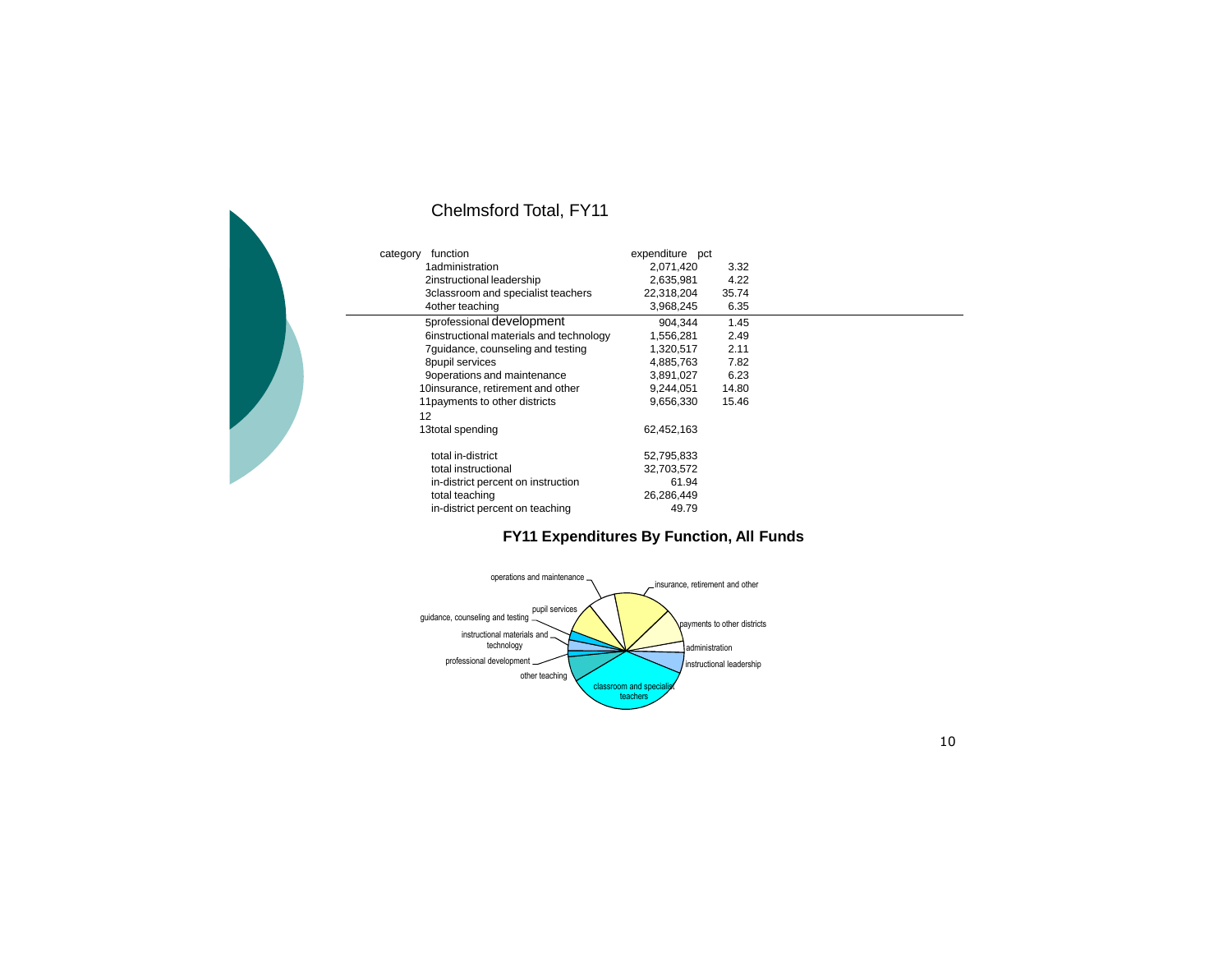# Chelmsford Total, FY11

| category | function | expenditure | pct |
|---|---|---|---|
| 1 | administration | 2,071,420 | 3.32 |
| 2 | instructional leadership | 2,635,981 | 4.22 |
| 3 | classroom and specialist teachers | 22,318,204 | 35.74 |
| 4 | other teaching | 3,968,245 | 6.35 |
| 5 | professional development | 904,344 | 1.45 |
| 6 | instructional materials and technology | 1,556,281 | 2.49 |
| 7 | guidance, counseling and testing | 1,320,517 | 2.11 |
| 8 | pupil services | 4,885,763 | 7.82 |
| 9 | operations and maintenance | 3,891,027 | 6.23 |
| 10 | insurance, retirement and other | 9,244,051 | 14.80 |
| 11 | payments to other districts | 9,656,330 | 15.46 |
| 12 | | | |
| 13 | total spending | 62,452,163 | |
| | total in-district | 52,795,833 | |
| | total instructional | 32,703,572 | |
| | in-district percent on instruction | 61.94 | |
| | total teaching | 26,286,449 | |
| | in-district percent on teaching | 49.79 | |

**FY11 Expenditures By Function, All Funds**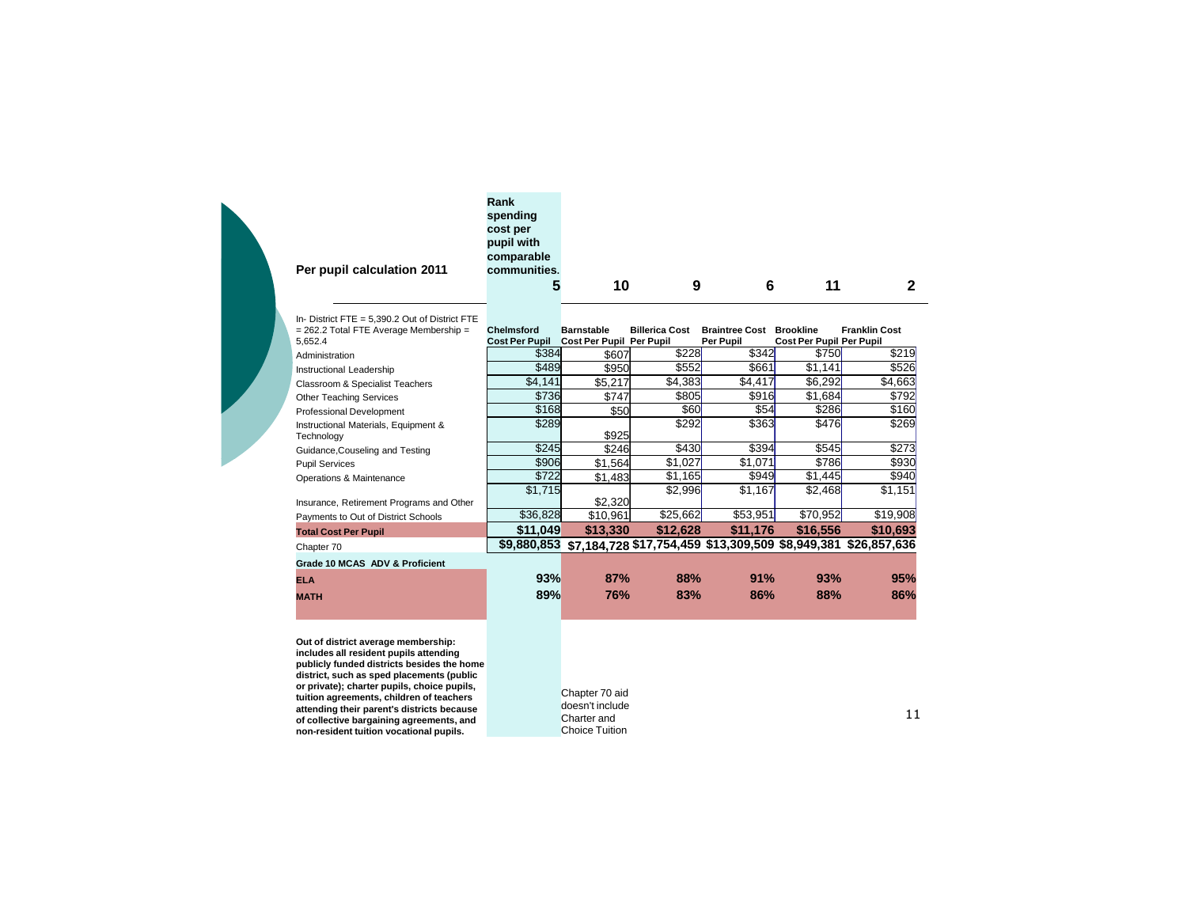## Per pupil calculation 2011

| | Rank spending cost per pupil with comparable communities. | | | | | |
|---|---|---|---|---|---|---|
| | 5 | 10 | 9 | 6 | 11 | 2 |
| In- District FTE = 5,390.2 Out of District FTE = 262.2 Total FTE Average Membership = 5,652.4 | Chelmsford Cost Per Pupil | Barnstable Cost Per Pupil | Billerica Cost Per Pupil | Braintree Cost Per Pupil | Brookline Cost Per Pupil | Franklin Cost Per Pupil |
| Administration | $384 | $607 | $228 | $342 | $750 | $219 |
| Instructional Leadership | $489 | $950 | $552 | $661 | $1,141 | $526 |
| Classroom & Specialist Teachers | $4,141 | $5,217 | $4,383 | $4,417 | $6,292 | $4,663 |
| Other Teaching Services | $736 | $747 | $805 | $916 | $1,684 | $792 |
| Professional Development | $168 | $50 | $60 | $54 | $286 | $160 |
| Instructional Materials, Equipment & Technology | $289 | $925 | $292 | $363 | $476 | $269 |
| Guidance,Couseling and Testing | $245 | $246 | $430 | $394 | $545 | $273 |
| Pupil Services | $906 | $1,564 | $1,027 | $1,071 | $786 | $930 |
| Operations & Maintenance | $722 | $1,483 | $1,165 | $949 | $1,445 | $940 |
| Insurance, Retirement Programs and Other | $1,715 | $2,320 | $2,996 | $1,167 | $2,468 | $1,151 |
| Payments to Out of District Schools | $36,828 | $10,961 | $25,662 | $53,951 | $70,952 | $19,908 |
| **Total Cost Per Pupil** | **$11,049** | **$13,330** | **$12,628** | **$11,176** | **$16,556** | **$10,693** |
| Chapter 70 | **$9,880,853** | **$7,184,728** | **$17,754,459** | **$13,309,509** | **$8,949,381** | **$26,857,636** |
| **Grade 10 MCAS ADV & Proficient** | | | | | | |
| **ELA** | **93%** | **87%** | **88%** | **91%** | **93%** | **95%** |
| **MATH** | **89%** | **76%** | **83%** | **86%** | **88%** | **86%** |

**Out of district average membership: includes all resident pupils attending publicly funded districts besides the home district, such as sped placements (public or private); charter pupils, choice pupils, tuition agreements, children of teachers attending their parent's districts because of collective bargaining agreements, and non-resident tuition vocational pupils.**

Chapter 70 aid doesn't include Charter and Choice Tuition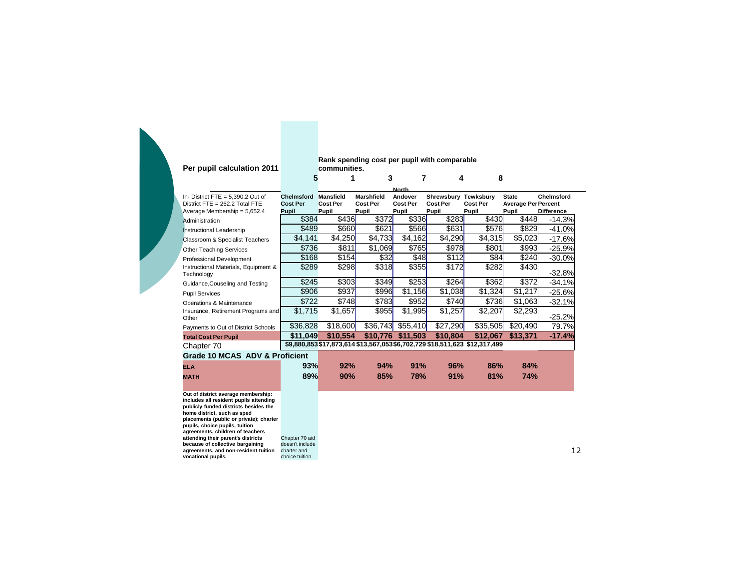## Per pupil calculation 2011

**Rank spending cost per pupil with comparable communities.**

| In- District FTE = 5,390.2 Out of District FTE = 262.2 Total FTE Average Membership = 5,652.4 | Chelmsford Cost Per Pupil | Mansfield Cost Per Pupil | Marshfield Cost Per Pupil | North Andover Cost Per Pupil | Shrewsbury Cost Per Pupil | Tewksbury Cost Per Pupil | State Average Per Pupil | Chelmsford Percent Difference |
|---|---|---|---|---|---|---|---|---|
| Rank | 5 | 1 | 3 | 7 | 4 | 8 | | |
| Administration | $384 | $436 | $372 | $336 | $283 | $430 | $448 | -14.3% |
| Instructional Leadership | $489 | $660 | $621 | $566 | $631 | $576 | $829 | -41.0% |
| Classroom & Specialist Teachers | $4,141 | $4,250 | $4,733 | $4,162 | $4,290 | $4,315 | $5,023 | -17.6% |
| Other Teaching Services | $736 | $811 | $1,069 | $765 | $978 | $801 | $993 | -25.9% |
| Professional Development | $168 | $154 | $32 | $48 | $112 | $84 | $240 | -30.0% |
| Instructional Materials, Equipment & Technology | $289 | $298 | $318 | $355 | $172 | $282 | $430 | -32.8% |
| Guidance,Couseling and Testing | $245 | $303 | $349 | $253 | $264 | $362 | $372 | -34.1% |
| Pupil Services | $906 | $937 | $996 | $1,156 | $1,038 | $1,324 | $1,217 | -25.6% |
| Operations & Maintenance | $722 | $748 | $783 | $952 | $740 | $736 | $1,063 | -32.1% |
| Insurance, Retirement Programs and Other | $1,715 | $1,657 | $955 | $1,995 | $1,257 | $2,207 | $2,293 | -25.2% |
| Payments to Out of District Schools | $36,828 | $18,600 | $36,743 | $55,410 | $27,290 | $35,505 | $20,490 | 79.7% |
| **Total Cost Per Pupil** | **$11,049** | **$10,554** | **$10,776** | **$11,503** | **$10,804** | **$12,067** | **$13,371** | **-17.4%** |
| Chapter 70 | $9,880,853 | $17,873,614 | $13,567,053 | $6,702,729 | $18,511,623 | $12,317,499 | | |
| **Grade 10 MCAS ADV & Proficient** | | | | | | | | |
| **ELA** | **93%** | **92%** | **94%** | **91%** | **96%** | **86%** | **84%** | |
| **MATH** | **89%** | **90%** | **85%** | **78%** | **91%** | **81%** | **74%** | |

**Out of district average membership: includes all resident pupils attending publicly funded districts besides the home district, such as sped placements (public or private); charter pupils, choice pupils, tuition agreements, children of teachers attending their parent's districts because of collective bargaining agreements, and non-resident tuition vocational pupils.**

Chapter 70 aid doesn't include charter and choice tuition.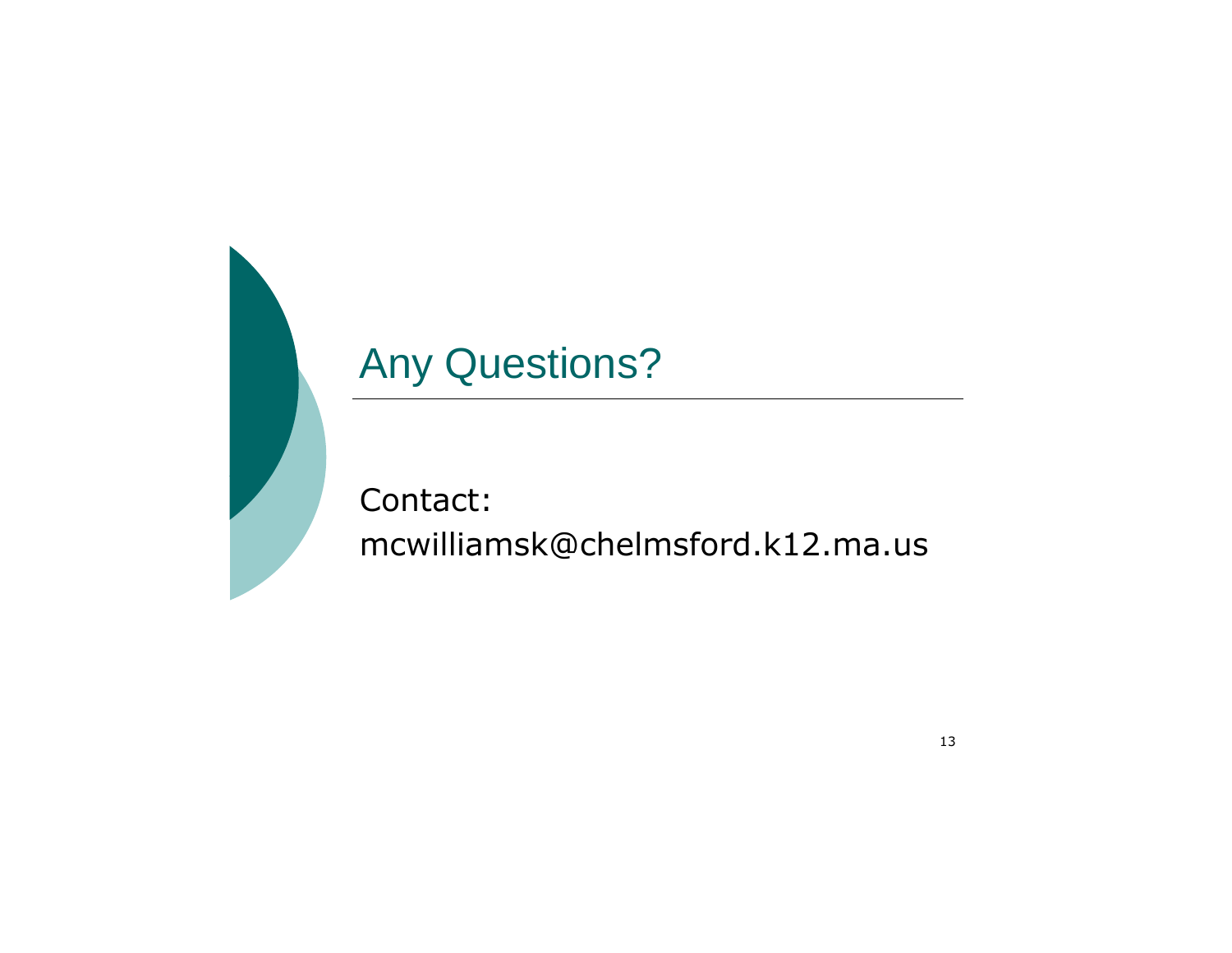# Any Questions?

Contact:

mcwilliamsk@chelmsford.k12.ma.us